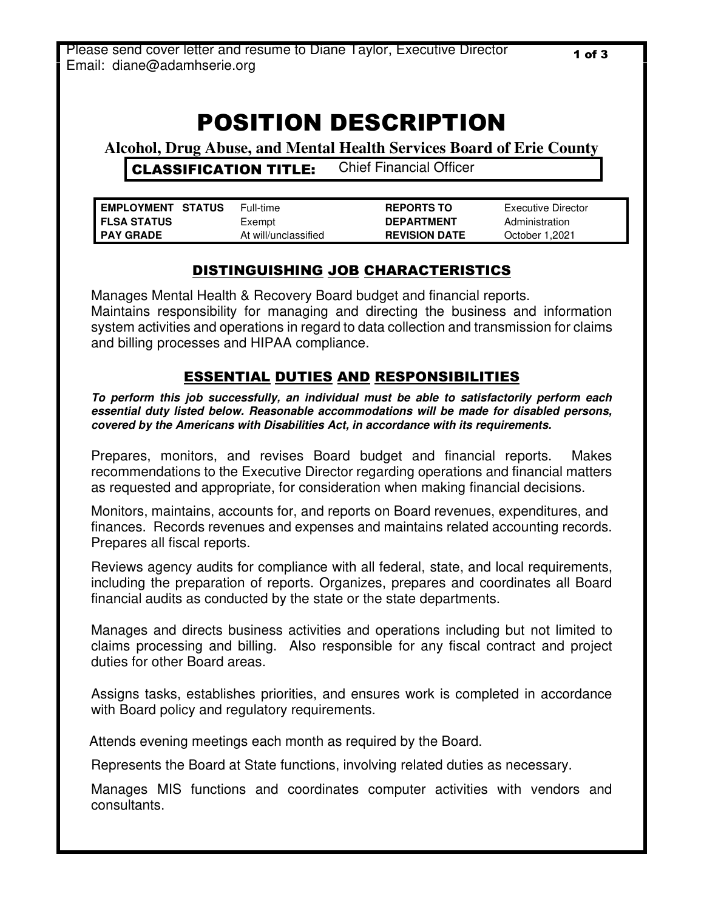Please send cover letter and resume to Diane Taylor, Executive Director
Email: diane@adamhserie.org

# POSITION DESCRIPTION

## Alcohol, Drug Abuse, and Mental Health Services Board of Erie County

**CLASSIFICATION TITLE:** Chief Financial Officer

| | | | |
|---|---|---|---|
| **EMPLOYMENT STATUS** | Full-time | **REPORTS TO** | Executive Director |
| **FLSA STATUS** | Exempt | **DEPARTMENT** | Administration |
| **PAY GRADE** | At will/unclassified | **REVISION DATE** | October 1,2021 |

## DISTINGUISHING JOB CHARACTERISTICS

Manages Mental Health & Recovery Board budget and financial reports.
Maintains responsibility for managing and directing the business and information system activities and operations in regard to data collection and transmission for claims and billing processes and HIPAA compliance.

## ESSENTIAL DUTIES AND RESPONSIBILITIES

***To perform this job successfully, an individual must be able to satisfactorily perform each essential duty listed below. Reasonable accommodations will be made for disabled persons, covered by the Americans with Disabilities Act, in accordance with its requirements.***

Prepares, monitors, and revises Board budget and financial reports. Makes recommendations to the Executive Director regarding operations and financial matters as requested and appropriate, for consideration when making financial decisions.

Monitors, maintains, accounts for, and reports on Board revenues, expenditures, and finances. Records revenues and expenses and maintains related accounting records. Prepares all fiscal reports.

Reviews agency audits for compliance with all federal, state, and local requirements, including the preparation of reports. Organizes, prepares and coordinates all Board financial audits as conducted by the state or the state departments.

Manages and directs business activities and operations including but not limited to claims processing and billing. Also responsible for any fiscal contract and project duties for other Board areas.

Assigns tasks, establishes priorities, and ensures work is completed in accordance with Board policy and regulatory requirements.

Attends evening meetings each month as required by the Board.

Represents the Board at State functions, involving related duties as necessary.

Manages MIS functions and coordinates computer activities with vendors and consultants.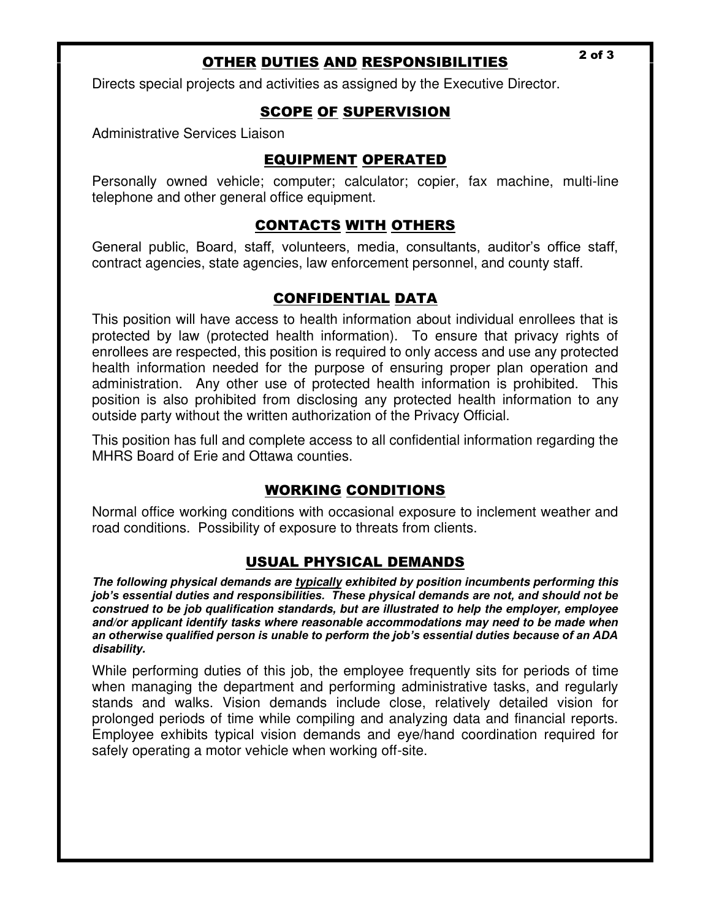## OTHER DUTIES AND RESPONSIBILITIES

Directs special projects and activities as assigned by the Executive Director.

## SCOPE OF SUPERVISION

Administrative Services Liaison

## EQUIPMENT OPERATED

Personally owned vehicle; computer; calculator; copier, fax machine, multi-line telephone and other general office equipment.

## CONTACTS WITH OTHERS

General public, Board, staff, volunteers, media, consultants, auditor's office staff, contract agencies, state agencies, law enforcement personnel, and county staff.

## CONFIDENTIAL DATA

This position will have access to health information about individual enrollees that is protected by law (protected health information). To ensure that privacy rights of enrollees are respected, this position is required to only access and use any protected health information needed for the purpose of ensuring proper plan operation and administration. Any other use of protected health information is prohibited. This position is also prohibited from disclosing any protected health information to any outside party without the written authorization of the Privacy Official.

This position has full and complete access to all confidential information regarding the MHRS Board of Erie and Ottawa counties.

## WORKING CONDITIONS

Normal office working conditions with occasional exposure to inclement weather and road conditions. Possibility of exposure to threats from clients.

## USUAL PHYSICAL DEMANDS

***The following physical demands are typically exhibited by position incumbents performing this job's essential duties and responsibilities. These physical demands are not, and should not be construed to be job qualification standards, but are illustrated to help the employer, employee and/or applicant identify tasks where reasonable accommodations may need to be made when an otherwise qualified person is unable to perform the job's essential duties because of an ADA disability.***

While performing duties of this job, the employee frequently sits for periods of time when managing the department and performing administrative tasks, and regularly stands and walks. Vision demands include close, relatively detailed vision for prolonged periods of time while compiling and analyzing data and financial reports. Employee exhibits typical vision demands and eye/hand coordination required for safely operating a motor vehicle when working off-site.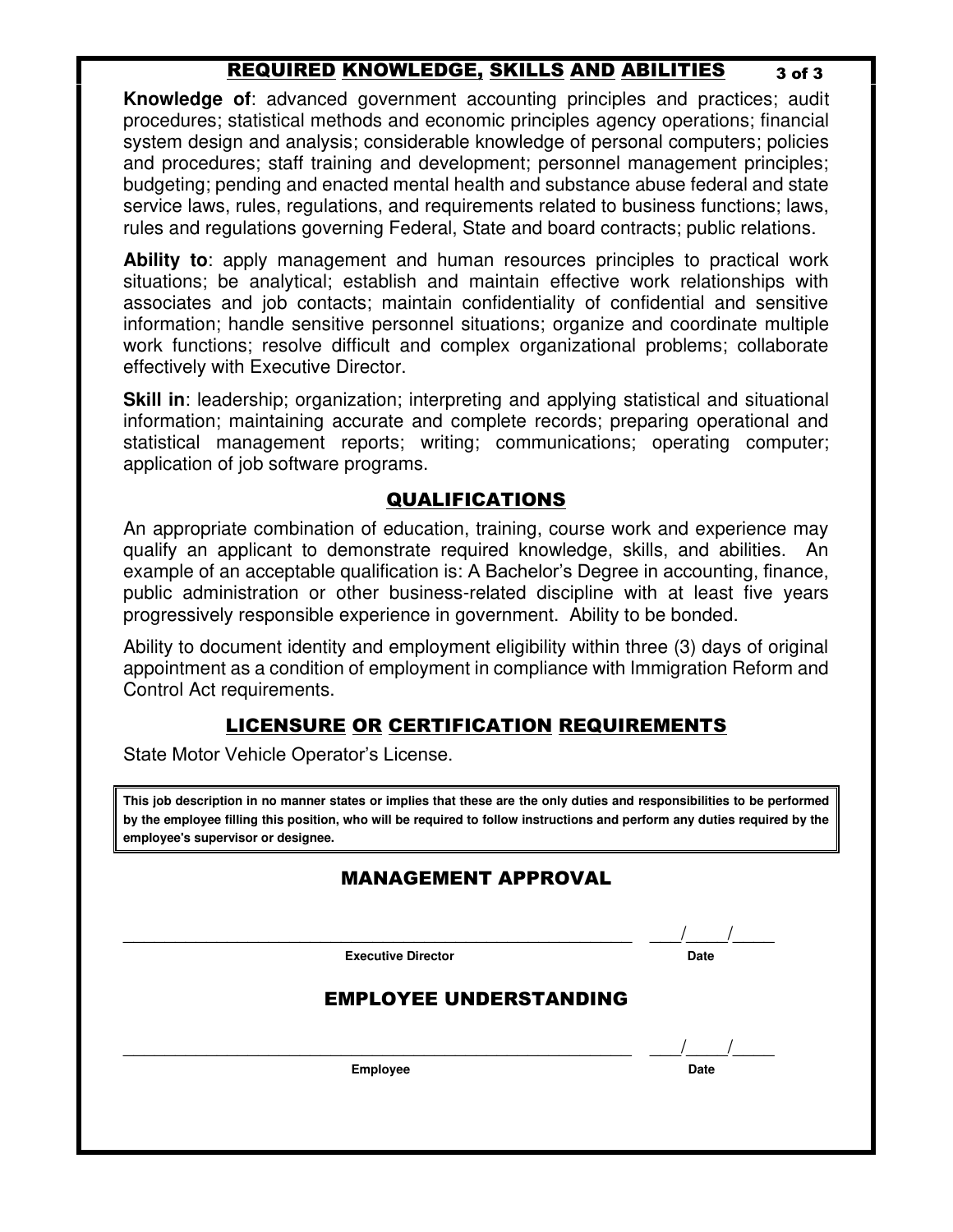## REQUIRED KNOWLEDGE, SKILLS AND ABILITIES

**Knowledge of**: advanced government accounting principles and practices; audit procedures; statistical methods and economic principles agency operations; financial system design and analysis; considerable knowledge of personal computers; policies and procedures; staff training and development; personnel management principles; budgeting; pending and enacted mental health and substance abuse federal and state service laws, rules, regulations, and requirements related to business functions; laws, rules and regulations governing Federal, State and board contracts; public relations.

**Ability to**: apply management and human resources principles to practical work situations; be analytical; establish and maintain effective work relationships with associates and job contacts; maintain confidentiality of confidential and sensitive information; handle sensitive personnel situations; organize and coordinate multiple work functions; resolve difficult and complex organizational problems; collaborate effectively with Executive Director.

**Skill in**: leadership; organization; interpreting and applying statistical and situational information; maintaining accurate and complete records; preparing operational and statistical management reports; writing; communications; operating computer; application of job software programs.

## QUALIFICATIONS

An appropriate combination of education, training, course work and experience may qualify an applicant to demonstrate required knowledge, skills, and abilities. An example of an acceptable qualification is: A Bachelor's Degree in accounting, finance, public administration or other business-related discipline with at least five years progressively responsible experience in government. Ability to be bonded.

Ability to document identity and employment eligibility within three (3) days of original appointment as a condition of employment in compliance with Immigration Reform and Control Act requirements.

## LICENSURE OR CERTIFICATION REQUIREMENTS

State Motor Vehicle Operator's License.

**This job description in no manner states or implies that these are the only duties and responsibilities to be performed by the employee filling this position, who will be required to follow instructions and perform any duties required by the employee's supervisor or designee.**

## MANAGEMENT APPROVAL

_______________________________________________ \_\_\_/\_\_\_\_/\_\_\_\_

**Executive Director** **Date**

## EMPLOYEE UNDERSTANDING

_______________________________________________ \_\_\_/\_\_\_\_/\_\_\_\_

**Employee** **Date**